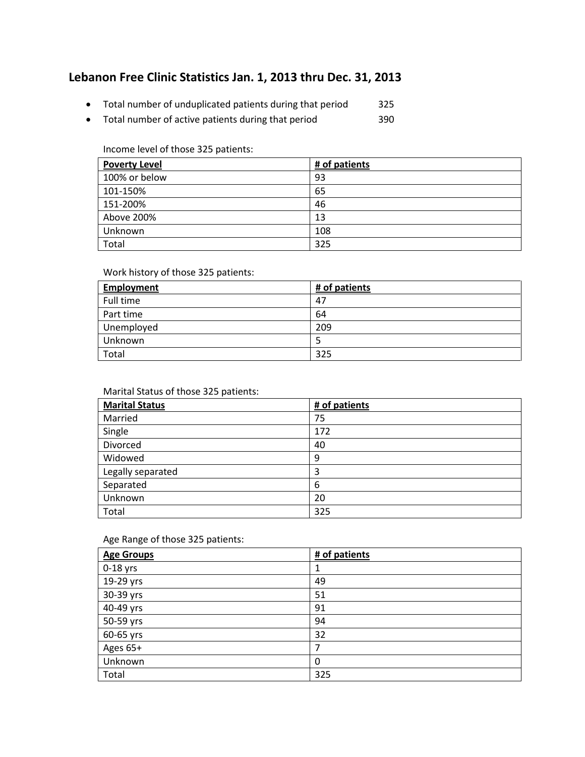# Lebanon Free Clinic Statistics Jan. 1, 2013 thru Dec. 31, 2013

- Total number of unduplicated patients during that period 325
- Total number of active patients during that period 390

Income level of those 325 patients:

| **Poverty Level** | **# of patients** |
|---|---|
| 100% or below | 93 |
| 101-150% | 65 |
| 151-200% | 46 |
| Above 200% | 13 |
| Unknown | 108 |
| Total | 325 |

Work history of those 325 patients:

| **Employment** | **# of patients** |
|---|---|
| Full time | 47 |
| Part time | 64 |
| Unemployed | 209 |
| Unknown | 5 |
| Total | 325 |

Marital Status of those 325 patients:

| **Marital Status** | **# of patients** |
|---|---|
| Married | 75 |
| Single | 172 |
| Divorced | 40 |
| Widowed | 9 |
| Legally separated | 3 |
| Separated | 6 |
| Unknown | 20 |
| Total | 325 |

Age Range of those 325 patients:

| **Age Groups** | **# of patients** |
|---|---|
| 0-18 yrs | 1 |
| 19-29 yrs | 49 |
| 30-39 yrs | 51 |
| 40-49 yrs | 91 |
| 50-59 yrs | 94 |
| 60-65 yrs | 32 |
| Ages 65+ | 7 |
| Unknown | 0 |
| Total | 325 |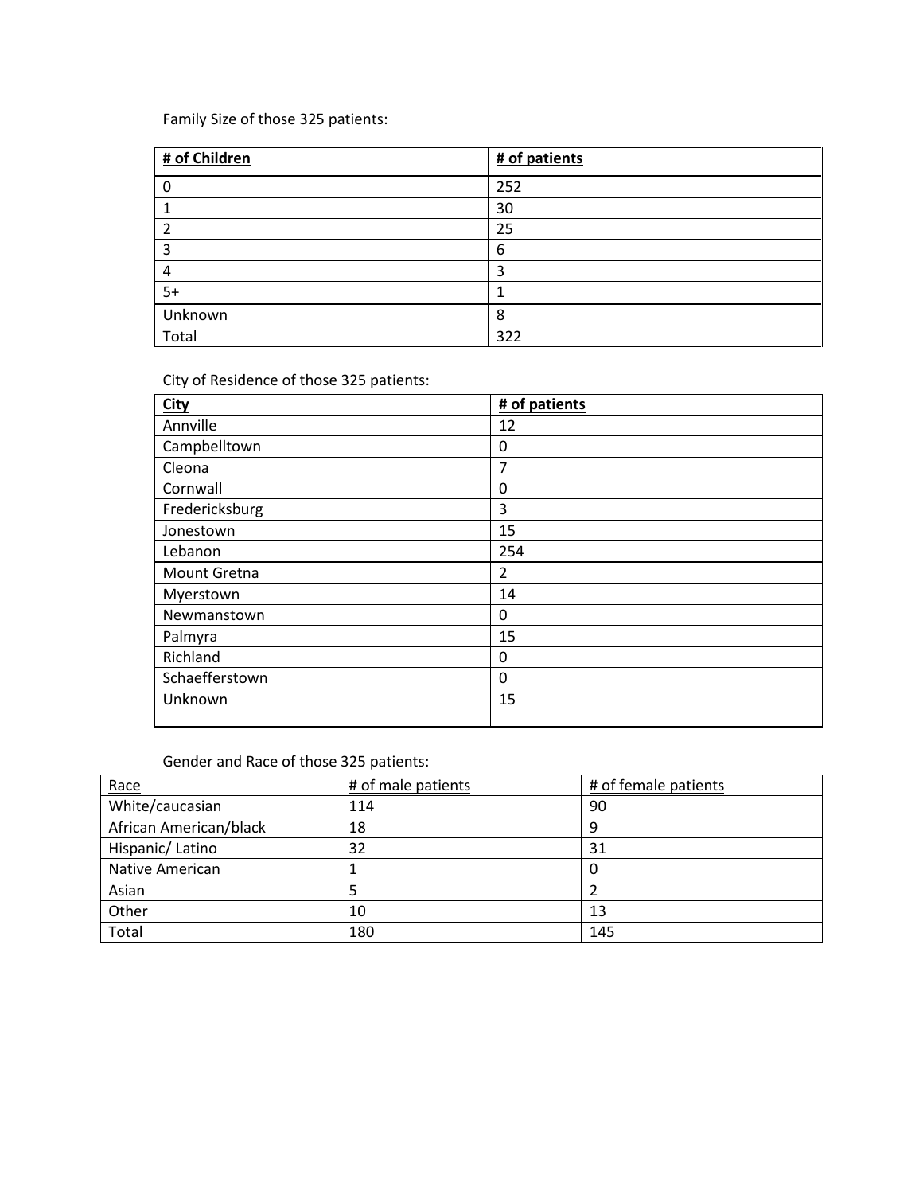Family Size of those 325 patients:

| **# of Children** | **# of patients** |
|---|---|
| 0 | 252 |
| 1 | 30 |
| 2 | 25 |
| 3 | 6 |
| 4 | 3 |
| 5+ | 1 |
| Unknown | 8 |
| Total | 322 |

City of Residence of those 325 patients:

| **City** | **# of patients** |
|---|---|
| Annville | 12 |
| Campbelltown | 0 |
| Cleona | 7 |
| Cornwall | 0 |
| Fredericksburg | 3 |
| Jonestown | 15 |
| Lebanon | 254 |
| Mount Gretna | 2 |
| Myerstown | 14 |
| Newmanstown | 0 |
| Palmyra | 15 |
| Richland | 0 |
| Schaefferstown | 0 |
| Unknown | 15 |

Gender and Race of those 325 patients:

| Race | # of male patients | # of female patients |
|---|---|---|
| White/caucasian | 114 | 90 |
| African American/black | 18 | 9 |
| Hispanic/ Latino | 32 | 31 |
| Native American | 1 | 0 |
| Asian | 5 | 2 |
| Other | 10 | 13 |
| Total | 180 | 145 |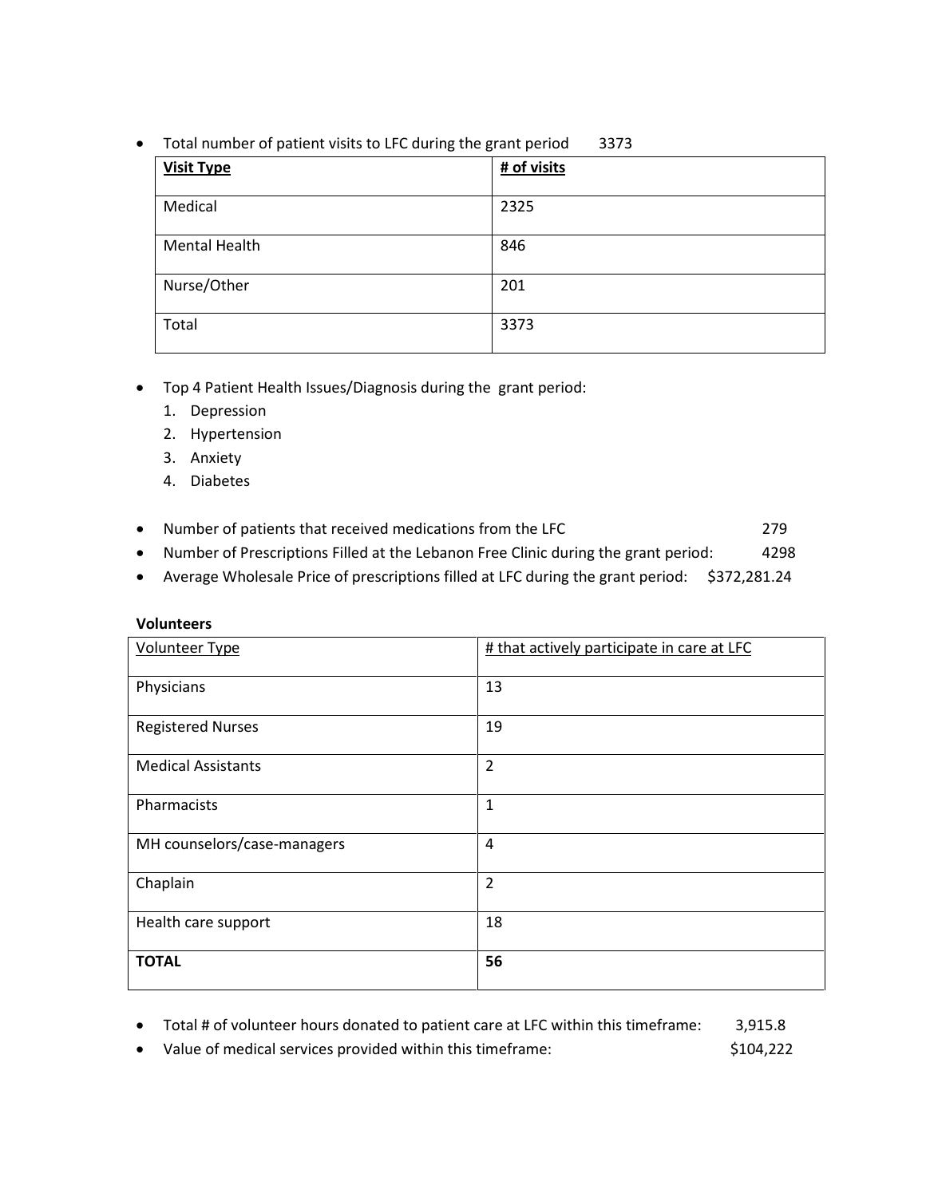- Total number of patient visits to LFC during the grant period 3373

| Visit Type | # of visits |
|---|---|
| Medical | 2325 |
| Mental Health | 846 |
| Nurse/Other | 201 |
| Total | 3373 |

- Top 4 Patient Health Issues/Diagnosis during the grant period:
  1. Depression
  2. Hypertension
  3. Anxiety
  4. Diabetes

- Number of patients that received medications from the LFC 279
- Number of Prescriptions Filled at the Lebanon Free Clinic during the grant period: 4298
- Average Wholesale Price of prescriptions filled at LFC during the grant period: $372,281.24

**Volunteers**

| Volunteer Type | # that actively participate in care at LFC |
|---|---|
| Physicians | 13 |
| Registered Nurses | 19 |
| Medical Assistants | 2 |
| Pharmacists | 1 |
| MH counselors/case-managers | 4 |
| Chaplain | 2 |
| Health care support | 18 |
| **TOTAL** | **56** |

- Total # of volunteer hours donated to patient care at LFC within this timeframe: 3,915.8
- Value of medical services provided within this timeframe: $104,222